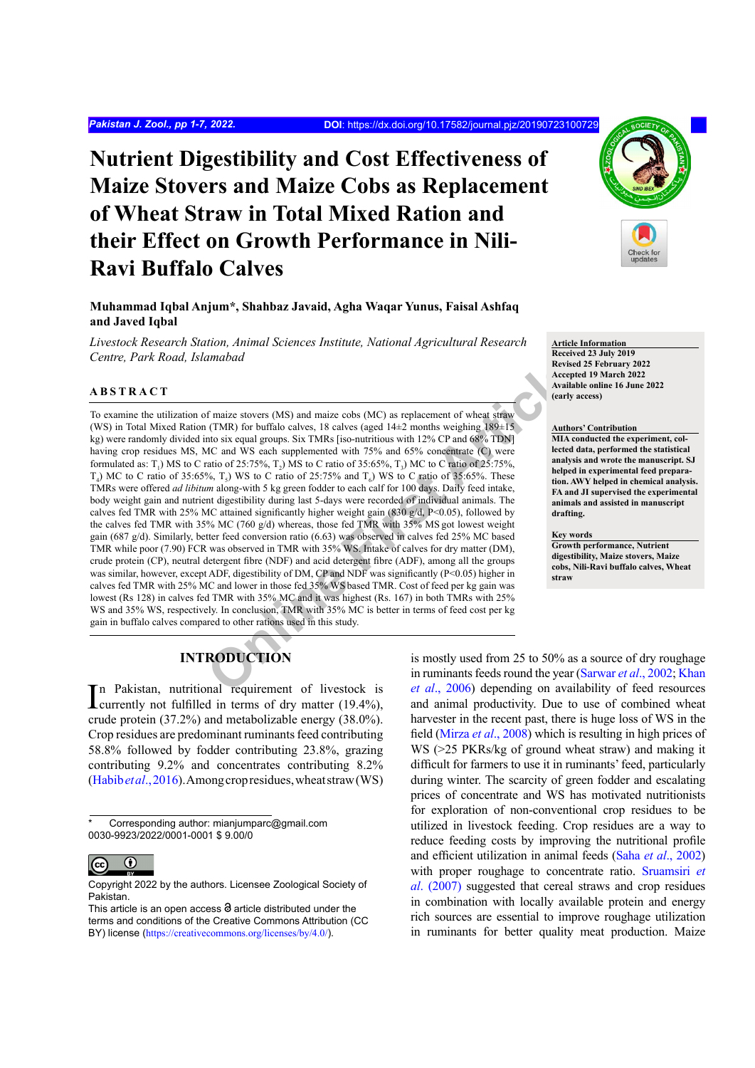# Nutrient Digestibility and Cost Effectiveness of Maize Stovers and Maize Cobs as Replacement of Wheat Straw in Total Mixed Ration and their Effect on Growth Performance in Nili-Ravi Buffalo Calves

**Muhammad Iqbal Anjum*, Shahbaz Javaid, Agha Waqar Yunus, Faisal Ashfaq and Javed Iqbal**

*Livestock Research Station, Animal Sciences Institute, National Agricultural Research Centre, Park Road, Islamabad*

**Article Information**
Received 23 July 2019
Revised 25 February 2022
Accepted 19 March 2022
Available online 16 June 2022
(early access)

**Authors' Contribution**
MIA conducted the experiment, collected data, performed the statistical analysis and wrote the manuscript. SJ helped in experimental feed preparation. AWY helped in chemical analysis. FA and JI supervised the experimental animals and assisted in manuscript drafting.

**Key words**
Growth performance, Nutrient digestibility, Maize stovers, Maize cobs, Nili-Ravi buffalo calves, Wheat straw

## ABSTRACT

To examine the utilization of maize stovers (MS) and maize cobs (MC) as replacement of wheat straw (WS) in Total Mixed Ration (TMR) for buffalo calves, 18 calves (aged 14±2 months weighing 189±15 kg) were randomly divided into six equal groups. Six TMRs [iso-nutritious with 12% CP and 68% TDN] having crop residues MS, MC and WS each supplemented with 75% and 65% concentrate (C) were formulated as: $T_1$) MS to C ratio of 25:75%, $T_2$) MS to C ratio of 35:65%, $T_3$) MC to C ratio of 25:75%, $T_4$) MC to C ratio of 35:65%, $T_5$) WS to C ratio of 25:75% and $T_6$) WS to C ratio of 35:65%. These TMRs were offered *ad libitum* along-with 5 kg green fodder to each calf for 100 days. Daily feed intake, body weight gain and nutrient digestibility during last 5-days were recorded of individual animals. The calves fed TMR with 25% MC attained significantly higher weight gain (830 g/d, P<0.05), followed by the calves fed TMR with 35% MC (760 g/d) whereas, those fed TMR with 35% MS got lowest weight gain (687 g/d). Similarly, better feed conversion ratio (6.63) was observed in calves fed 25% MC based TMR while poor (7.90) FCR was observed in TMR with 35% WS. Intake of calves for dry matter (DM), crude protein (CP), neutral detergent fibre (NDF) and acid detergent fibre (ADF), among all the groups was similar, however, except ADF, digestibility of DM, CP and NDF was significantly (P<0.05) higher in calves fed TMR with 25% MC and lower in those fed 35% WS based TMR. Cost of feed per kg gain was lowest (Rs 128) in calves fed TMR with 35% MC and it was highest (Rs. 167) in both TMRs with 25% WS and 35% WS, respectively. In conclusion, TMR with 35% MC is better in terms of feed cost per kg gain in buffalo calves compared to other rations used in this study.

## INTRODUCTION

In Pakistan, nutritional requirement of livestock is currently not fulfilled in terms of dry matter (19.4%), crude protein (37.2%) and metabolizable energy (38.0%). Crop residues are predominant ruminants feed contributing 58.8% followed by fodder contributing 23.8%, grazing contributing 9.2% and concentrates contributing 8.2% (Habib *et al.*, 2016). Among crop residues, wheat straw (WS) is mostly used from 25 to 50% as a source of dry roughage in ruminants feeds round the year (Sarwar *et al.*, 2002; Khan *et al.*, 2006) depending on availability of feed resources and animal productivity. Due to use of combined wheat harvester in the recent past, there is huge loss of WS in the field (Mirza *et al.*, 2008) which is resulting in high prices of WS (>25 PKRs/kg of ground wheat straw) and making it difficult for farmers to use it in ruminants' feed, particularly during winter. The scarcity of green fodder and escalating prices of concentrate and WS has motivated nutritionists for exploration of non-conventional crop residues to be utilized in livestock feeding. Crop residues are a way to reduce feeding costs by improving the nutritional profile and efficient utilization in animal feeds (Saha *et al.*, 2002) with proper roughage to concentrate ratio. Sruamsiri *et al.* (2007) suggested that cereal straws and crop residues in combination with locally available protein and energy rich sources are essential to improve roughage utilization in ruminants for better quality meat production. Maize

\* Corresponding author: mianjumparc@gmail.com
0030-9923/2022/0001-0001 $ 9.00/0

Copyright 2022 by the authors. Licensee Zoological Society of Pakistan.
This article is an open access article distributed under the terms and conditions of the Creative Commons Attribution (CC BY) license (https://creativecommons.org/licenses/by/4.0/).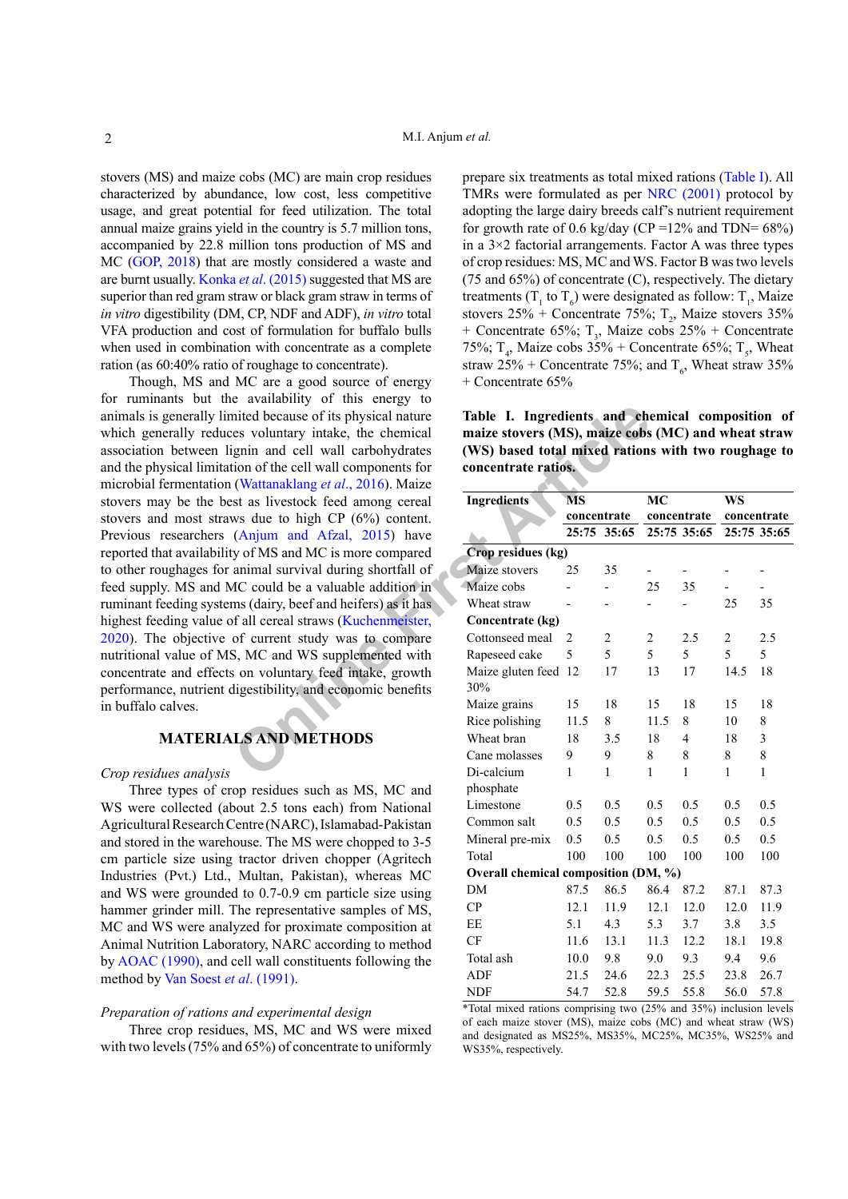stovers (MS) and maize cobs (MC) are main crop residues characterized by abundance, low cost, less competitive usage, and great potential for feed utilization. The total annual maize grains yield in the country is 5.7 million tons, accompanied by 22.8 million tons production of MS and MC (GOP, 2018) that are mostly considered a waste and are burnt usually. Konka *et al*. (2015) suggested that MS are superior than red gram straw or black gram straw in terms of *in vitro* digestibility (DM, CP, NDF and ADF), *in vitro* total VFA production and cost of formulation for buffalo bulls when used in combination with concentrate as a complete ration (as 60:40% ratio of roughage to concentrate).

Though, MS and MC are a good source of energy for ruminants but the availability of this energy to animals is generally limited because of its physical nature which generally reduces voluntary intake, the chemical association between lignin and cell wall carbohydrates and the physical limitation of the cell wall components for microbial fermentation (Wattanaklang *et al*., 2016). Maize stovers may be the best as livestock feed among cereal stovers and most straws due to high CP (6%) content. Previous researchers (Anjum and Afzal, 2015) have reported that availability of MS and MC is more compared to other roughages for animal survival during shortfall of feed supply. MS and MC could be a valuable addition in ruminant feeding systems (dairy, beef and heifers) as it has highest feeding value of all cereal straws (Kuchenmeister, 2020). The objective of current study was to compare nutritional value of MS, MC and WS supplemented with concentrate and effects on voluntary feed intake, growth performance, nutrient digestibility, and economic benefits in buffalo calves.

## MATERIALS AND METHODS

*Crop residues analysis*

Three types of crop residues such as MS, MC and WS were collected (about 2.5 tons each) from National Agricultural Research Centre (NARC), Islamabad-Pakistan and stored in the warehouse. The MS were chopped to 3-5 cm particle size using tractor driven chopper (Agritech Industries (Pvt.) Ltd., Multan, Pakistan), whereas MC and WS were grounded to 0.7-0.9 cm particle size using hammer grinder mill. The representative samples of MS, MC and WS were analyzed for proximate composition at Animal Nutrition Laboratory, NARC according to method by AOAC (1990), and cell wall constituents following the method by Van Soest *et al*. (1991).

*Preparation of rations and experimental design*

Three crop residues, MS, MC and WS were mixed with two levels (75% and 65%) of concentrate to uniformly prepare six treatments as total mixed rations (Table I). All TMRs were formulated as per NRC (2001) protocol by adopting the large dairy breeds calf's nutrient requirement for growth rate of 0.6 kg/day (CP =12% and TDN= 68%) in a 3×2 factorial arrangements. Factor A was three types of crop residues: MS, MC and WS. Factor B was two levels (75 and 65%) of concentrate (C), respectively. The dietary treatments ($T_1$ to $T_6$) were designated as follow: $T_1$, Maize stovers 25% + Concentrate 75%; $T_2$, Maize stovers 35% + Concentrate 65%; $T_3$, Maize cobs 25% + Concentrate 75%; $T_4$, Maize cobs 35% + Concentrate 65%; $T_5$, Wheat straw 25% + Concentrate 75%; and $T_6$, Wheat straw 35% + Concentrate 65%

**Table I. Ingredients and chemical composition of maize stovers (MS), maize cobs (MC) and wheat straw (WS) based total mixed rations with two roughage to concentrate ratios.**

| Ingredients | MS concentrate | | MC concentrate | | WS concentrate | |
|---|---|---|---|---|---|---|
| | 25:75 | 35:65 | 25:75 | 35:65 | 25:75 | 35:65 |
| **Crop residues (kg)** | | | | | | |
| Maize stovers | 25 | 35 | - | - | - | - |
| Maize cobs | - | - | 25 | 35 | - | - |
| Wheat straw | - | - | - | - | 25 | 35 |
| **Concentrate (kg)** | | | | | | |
| Cottonseed meal | 2 | 2 | 2 | 2.5 | 2 | 2.5 |
| Rapeseed cake | 5 | 5 | 5 | 5 | 5 | 5 |
| Maize gluten feed 30% | 12 | 17 | 13 | 17 | 14.5 | 18 |
| Maize grains | 15 | 18 | 15 | 18 | 15 | 18 |
| Rice polishing | 11.5 | 8 | 11.5 | 8 | 10 | 8 |
| Wheat bran | 18 | 3.5 | 18 | 4 | 18 | 3 |
| Cane molasses | 9 | 9 | 8 | 8 | 8 | 8 |
| Di-calcium phosphate | 1 | 1 | 1 | 1 | 1 | 1 |
| Limestone | 0.5 | 0.5 | 0.5 | 0.5 | 0.5 | 0.5 |
| Common salt | 0.5 | 0.5 | 0.5 | 0.5 | 0.5 | 0.5 |
| Mineral pre-mix | 0.5 | 0.5 | 0.5 | 0.5 | 0.5 | 0.5 |
| Total | 100 | 100 | 100 | 100 | 100 | 100 |
| **Overall chemical composition (DM, %)** | | | | | | |
| DM | 87.5 | 86.5 | 86.4 | 87.2 | 87.1 | 87.3 |
| CP | 12.1 | 11.9 | 12.1 | 12.0 | 12.0 | 11.9 |
| EE | 5.1 | 4.3 | 5.3 | 3.7 | 3.8 | 3.5 |
| CF | 11.6 | 13.1 | 11.3 | 12.2 | 18.1 | 19.8 |
| Total ash | 10.0 | 9.8 | 9.0 | 9.3 | 9.4 | 9.6 |
| ADF | 21.5 | 24.6 | 22.3 | 25.5 | 23.8 | 26.7 |
| NDF | 54.7 | 52.8 | 59.5 | 55.8 | 56.0 | 57.8 |

*Total mixed rations comprising two (25% and 35%) inclusion levels of each maize stover (MS), maize cobs (MC) and wheat straw (WS) and designated as MS25%, MS35%, MC25%, MC35%, WS25% and WS35%, respectively.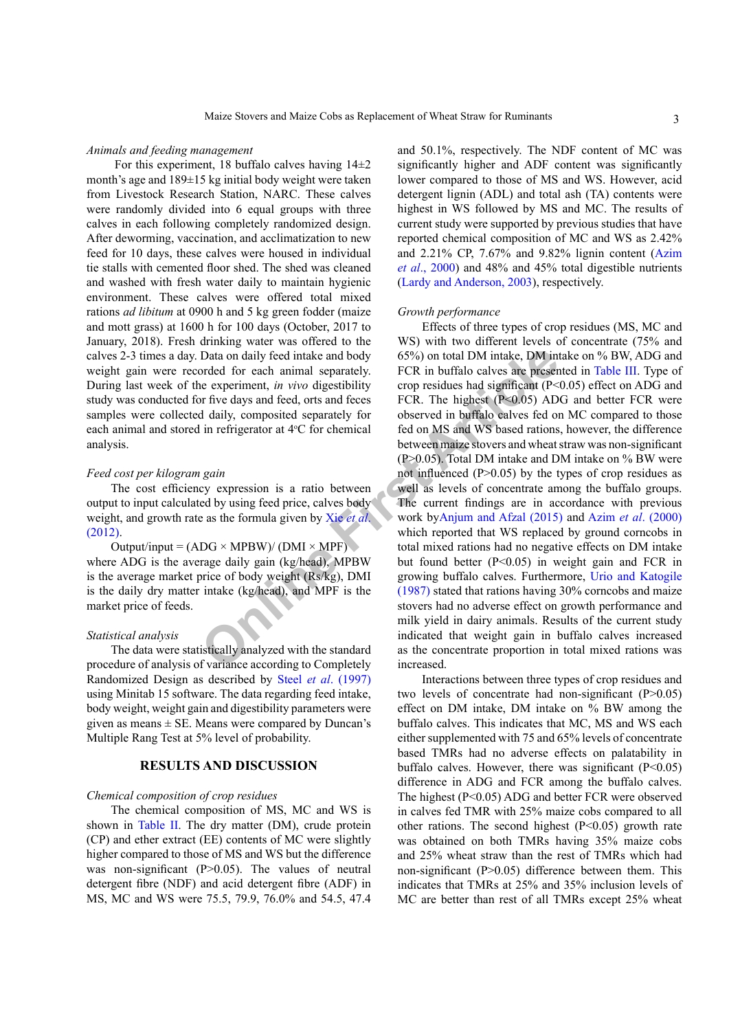### *Animals and feeding management*

For this experiment, 18 buffalo calves having 14±2 month's age and 189±15 kg initial body weight were taken from Livestock Research Station, NARC. These calves were randomly divided into 6 equal groups with three calves in each following completely randomized design. After deworming, vaccination, and acclimatization to new feed for 10 days, these calves were housed in individual tie stalls with cemented floor shed. The shed was cleaned and washed with fresh water daily to maintain hygienic environment. These calves were offered total mixed rations *ad libitum* at 0900 h and 5 kg green fodder (maize and mott grass) at 1600 h for 100 days (October, 2017 to January, 2018). Fresh drinking water was offered to the calves 2-3 times a day. Data on daily feed intake and body weight gain were recorded for each animal separately. During last week of the experiment, *in vivo* digestibility study was conducted for five days and feed, orts and feces samples were collected daily, composited separately for each animal and stored in refrigerator at 4°C for chemical analysis.

### *Feed cost per kilogram gain*

The cost efficiency expression is a ratio between output to input calculated by using feed price, calves body weight, and growth rate as the formula given by Xie *et al*. (2012).

Output/input = (ADG × MPBW)/ (DMI × MPF)

where ADG is the average daily gain (kg/head), MPBW is the average market price of body weight (Rs/kg), DMI is the daily dry matter intake (kg/head), and MPF is the market price of feeds.

### *Statistical analysis*

The data were statistically analyzed with the standard procedure of analysis of variance according to Completely Randomized Design as described by Steel *et al*. (1997) using Minitab 15 software. The data regarding feed intake, body weight, weight gain and digestibility parameters were given as means ± SE. Means were compared by Duncan's Multiple Rang Test at 5% level of probability.

## RESULTS AND DISCUSSION

### *Chemical composition of crop residues*

The chemical composition of MS, MC and WS is shown in Table II. The dry matter (DM), crude protein (CP) and ether extract (EE) contents of MC were slightly higher compared to those of MS and WS but the difference was non-significant (P>0.05). The values of neutral detergent fibre (NDF) and acid detergent fibre (ADF) in MS, MC and WS were 75.5, 79.9, 76.0% and 54.5, 47.4 and 50.1%, respectively. The NDF content of MC was significantly higher and ADF content was significantly lower compared to those of MS and WS. However, acid detergent lignin (ADL) and total ash (TA) contents were highest in WS followed by MS and MC. The results of current study were supported by previous studies that have reported chemical composition of MC and WS as 2.42% and 2.21% CP, 7.67% and 9.82% lignin content (Azim *et al*., 2000) and 48% and 45% total digestible nutrients (Lardy and Anderson, 2003), respectively.

### *Growth performance*

Effects of three types of crop residues (MS, MC and WS) with two different levels of concentrate (75% and 65%) on total DM intake, DM intake on % BW, ADG and FCR in buffalo calves are presented in Table III. Type of crop residues had significant (P<0.05) effect on ADG and FCR. The highest (P<0.05) ADG and better FCR were observed in buffalo calves fed on MC compared to those fed on MS and WS based rations, however, the difference between maize stovers and wheat straw was non-significant (P>0.05). Total DM intake and DM intake on % BW were not influenced (P>0.05) by the types of crop residues as well as levels of concentrate among the buffalo groups. The current findings are in accordance with previous work byAnjum and Afzal (2015) and Azim *et al*. (2000) which reported that WS replaced by ground corncobs in total mixed rations had no negative effects on DM intake but found better (P<0.05) in weight gain and FCR in growing buffalo calves. Furthermore, Urio and Katogile (1987) stated that rations having 30% corncobs and maize stovers had no adverse effect on growth performance and milk yield in dairy animals. Results of the current study indicated that weight gain in buffalo calves increased as the concentrate proportion in total mixed rations was increased.

Interactions between three types of crop residues and two levels of concentrate had non-significant (P>0.05) effect on DM intake, DM intake on % BW among the buffalo calves. This indicates that MC, MS and WS each either supplemented with 75 and 65% levels of concentrate based TMRs had no adverse effects on palatability in buffalo calves. However, there was significant (P<0.05) difference in ADG and FCR among the buffalo calves. The highest (P<0.05) ADG and better FCR were observed in calves fed TMR with 25% maize cobs compared to all other rations. The second highest (P<0.05) growth rate was obtained on both TMRs having 35% maize cobs and 25% wheat straw than the rest of TMRs which had non-significant (P>0.05) difference between them. This indicates that TMRs at 25% and 35% inclusion levels of MC are better than rest of all TMRs except 25% wheat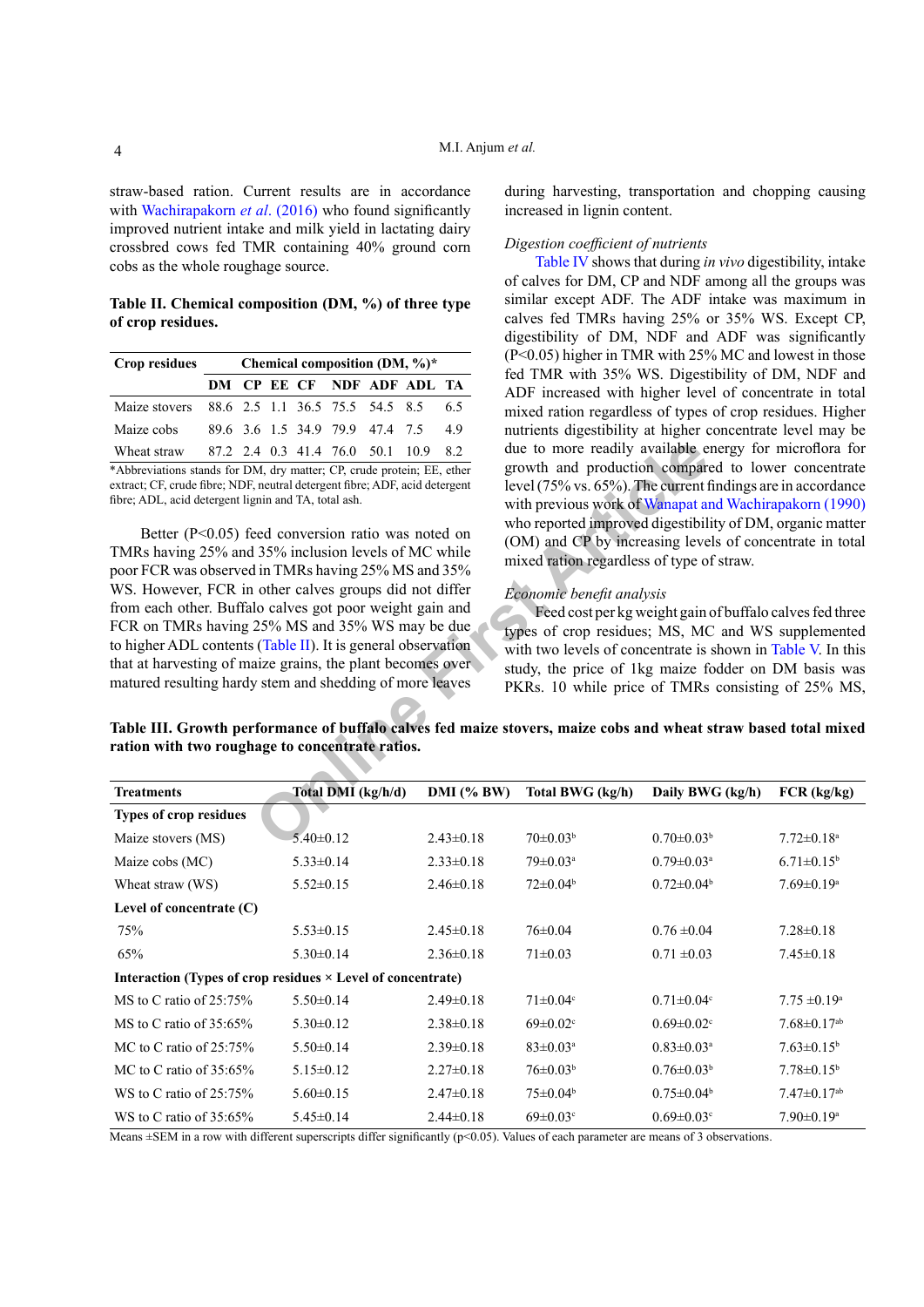straw-based ration. Current results are in accordance with Wachirapakorn *et al*. (2016) who found significantly improved nutrient intake and milk yield in lactating dairy crossbred cows fed TMR containing 40% ground corn cobs as the whole roughage source.

**Table II. Chemical composition (DM, %) of three type of crop residues.**

| Crop residues | Chemical composition (DM, %)* | | | | | | | |
|---|---|---|---|---|---|---|---|---|
| | DM | CP | EE | CF | NDF | ADF | ADL | TA |
| Maize stovers | 88.6 | 2.5 | 1.1 | 36.5 | 75.5 | 54.5 | 8.5 | 6.5 |
| Maize cobs | 89.6 | 3.6 | 1.5 | 34.9 | 79.9 | 47.4 | 7.5 | 4.9 |
| Wheat straw | 87.2 | 2.4 | 0.3 | 41.4 | 76.0 | 50.1 | 10.9 | 8.2 |

*Abbreviations stands for DM, dry matter; CP, crude protein; EE, ether extract; CF, crude fibre; NDF, neutral detergent fibre; ADF, acid detergent fibre; ADL, acid detergent lignin and TA, total ash.

Better (P<0.05) feed conversion ratio was noted on TMRs having 25% and 35% inclusion levels of MC while poor FCR was observed in TMRs having 25% MS and 35% WS. However, FCR in other calves groups did not differ from each other. Buffalo calves got poor weight gain and FCR on TMRs having 25% MS and 35% WS may be due to higher ADL contents (Table II). It is general observation that at harvesting of maize grains, the plant becomes over matured resulting hardy stem and shedding of more leaves during harvesting, transportation and chopping causing increased in lignin content.

*Digestion coefficient of nutrients*

Table IV shows that during *in vivo* digestibility, intake of calves for DM, CP and NDF among all the groups was similar except ADF. The ADF intake was maximum in calves fed TMRs having 25% or 35% WS. Except CP, digestibility of DM, NDF and ADF was significantly (P<0.05) higher in TMR with 25% MC and lowest in those fed TMR with 35% WS. Digestibility of DM, NDF and ADF increased with higher level of concentrate in total mixed ration regardless of types of crop residues. Higher nutrients digestibility at higher concentrate level may be due to more readily available energy for microflora for growth and production compared to lower concentrate level (75% vs. 65%). The current findings are in accordance with previous work of Wanapat and Wachirapakorn (1990) who reported improved digestibility of DM, organic matter (OM) and CP by increasing levels of concentrate in total mixed ration regardless of type of straw.

*Economic benefit analysis*

Feed cost per kg weight gain of buffalo calves fed three types of crop residues; MS, MC and WS supplemented with two levels of concentrate is shown in Table V. In this study, the price of 1kg maize fodder on DM basis was PKRs. 10 while price of TMRs consisting of 25% MS,

**Table III. Growth performance of buffalo calves fed maize stovers, maize cobs and wheat straw based total mixed ration with two roughage to concentrate ratios.**

| Treatments | Total DMI (kg/h/d) | DMI (% BW) | Total BWG (kg/h) | Daily BWG (kg/h) | FCR (kg/kg) |
|---|---|---|---|---|---|
| **Types of crop residues** | | | | | |
| Maize stovers (MS) | 5.40±0.12 | 2.43±0.18 | 70±0.03[b] | 0.70±0.03[b] | 7.72±0.18[a] |
| Maize cobs (MC) | 5.33±0.14 | 2.33±0.18 | 79±0.03[a] | 0.79±0.03[a] | 6.71±0.15[b] |
| Wheat straw (WS) | 5.52±0.15 | 2.46±0.18 | 72±0.04[b] | 0.72±0.04[b] | 7.69±0.19[a] |
| **Level of concentrate (C)** | | | | | |
| 75% | 5.53±0.15 | 2.45±0.18 | 76±0.04 | 0.76 ±0.04 | 7.28±0.18 |
| 65% | 5.30±0.14 | 2.36±0.18 | 71±0.03 | 0.71 ±0.03 | 7.45±0.18 |
| **Interaction (Types of crop residues × Level of concentrate)** | | | | | |
| MS to C ratio of 25:75% | 5.50±0.14 | 2.49±0.18 | 71±0.04[c] | 0.71±0.04[c] | 7.75 ±0.19[a] |
| MS to C ratio of 35:65% | 5.30±0.12 | 2.38±0.18 | 69±0.02[c] | 0.69±0.02[c] | 7.68±0.17[ab] |
| MC to C ratio of 25:75% | 5.50±0.14 | 2.39±0.18 | 83±0.03[a] | 0.83±0.03[a] | 7.63±0.15[b] |
| MC to C ratio of 35:65% | 5.15±0.12 | 2.27±0.18 | 76±0.03[b] | 0.76±0.03[b] | 7.78±0.15[b] |
| WS to C ratio of 25:75% | 5.60±0.15 | 2.47±0.18 | 75±0.04[b] | 0.75±0.04[b] | 7.47±0.17[ab] |
| WS to C ratio of 35:65% | 5.45±0.14 | 2.44±0.18 | 69±0.03[c] | 0.69±0.03[c] | 7.90±0.19[a] |

Means ±SEM in a row with different superscripts differ significantly (p<0.05). Values of each parameter are means of 3 observations.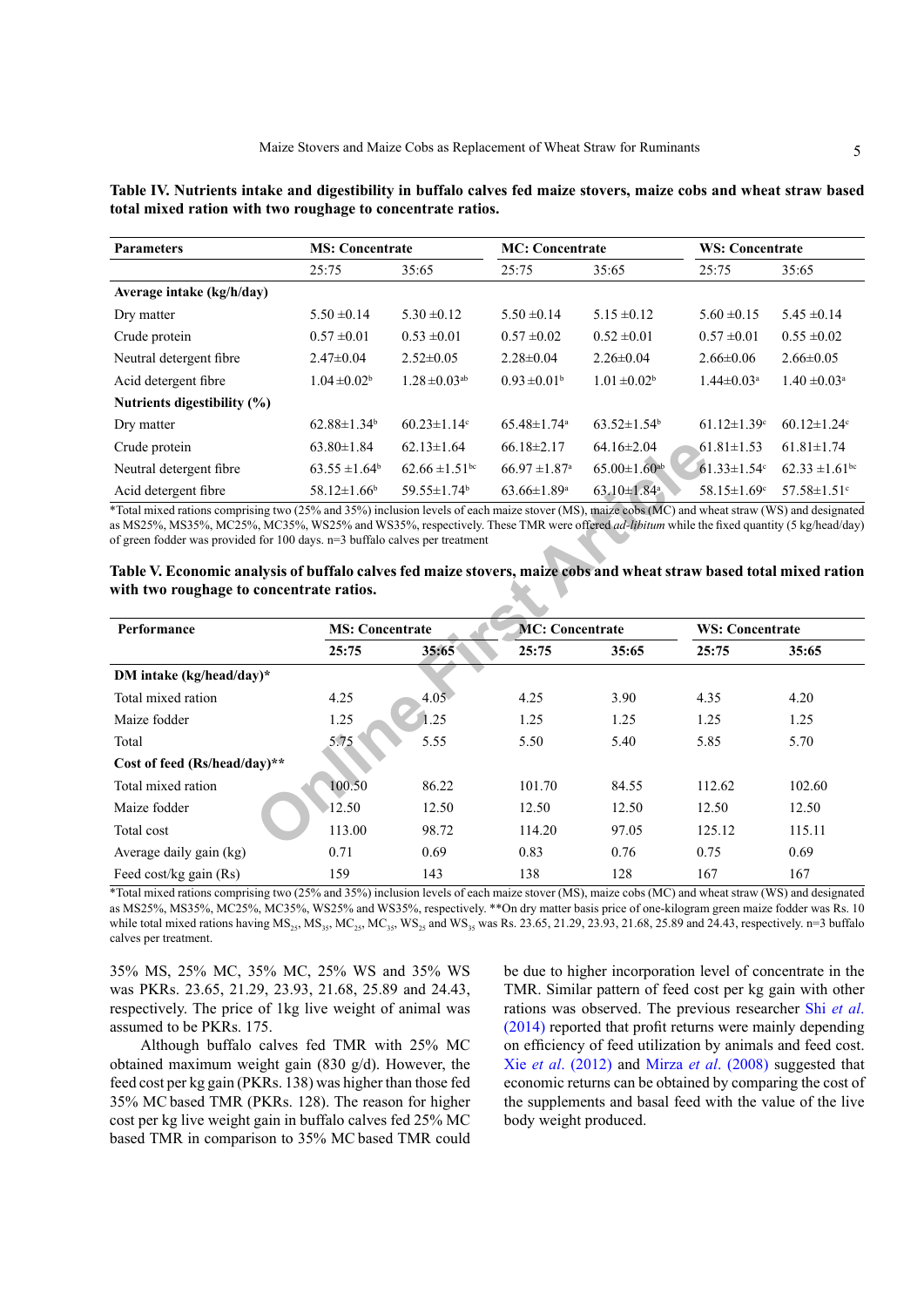**Table IV. Nutrients intake and digestibility in buffalo calves fed maize stovers, maize cobs and wheat straw based total mixed ration with two roughage to concentrate ratios.**

| Parameters | MS: Concentrate | | MC: Concentrate | | WS: Concentrate | |
|---|---|---|---|---|---|---|
| | 25:75 | 35:65 | 25:75 | 35:65 | 25:75 | 35:65 |
| **Average intake (kg/h/day)** | | | | | | |
| Dry matter | 5.50 ±0.14 | 5.30 ±0.12 | 5.50 ±0.14 | 5.15 ±0.12 | 5.60 ±0.15 | 5.45 ±0.14 |
| Crude protein | 0.57 ±0.01 | 0.53 ±0.01 | 0.57 ±0.02 | 0.52 ±0.01 | 0.57 ±0.01 | 0.55 ±0.02 |
| Neutral detergent fibre | 2.47±0.04 | 2.52±0.05 | 2.28±0.04 | 2.26±0.04 | 2.66±0.06 | 2.66±0.05 |
| Acid detergent fibre | 1.04 ±0.02[b] | 1.28 ±0.03[ab] | 0.93 ±0.01[b] | 1.01 ±0.02[b] | 1.44±0.03[a] | 1.40 ±0.03[a] |
| **Nutrients digestibility (%)** | | | | | | |
| Dry matter | 62.88±1.34[b] | 60.23±1.14[c] | 65.48±1.74[a] | 63.52±1.54[b] | 61.12±1.39[c] | 60.12±1.24[c] |
| Crude protein | 63.80±1.84 | 62.13±1.64 | 66.18±2.17 | 64.16±2.04 | 61.81±1.53 | 61.81±1.74 |
| Neutral detergent fibre | 63.55 ±1.64[b] | 62.66 ±1.51[bc] | 66.97 ±1.87[a] | 65.00±1.60[ab] | 61.33±1.54[c] | 62.33 ±1.61[bc] |
| Acid detergent fibre | 58.12±1.66[b] | 59.55±1.74[b] | 63.66±1.89[a] | 63.10±1.84[a] | 58.15±1.69[c] | 57.58±1.51[c] |

*Total mixed rations comprising two (25% and 35%) inclusion levels of each maize stover (MS), maize cobs (MC) and wheat straw (WS) and designated as MS25%, MS35%, MC25%, MC35%, WS25% and WS35%, respectively. These TMR were offered *ad-libitum* while the fixed quantity (5 kg/head/day) of green fodder was provided for 100 days. n=3 buffalo calves per treatment

**Table V. Economic analysis of buffalo calves fed maize stovers, maize cobs and wheat straw based total mixed ration with two roughage to concentrate ratios.**

| Performance | MS: Concentrate | | MC: Concentrate | | WS: Concentrate | |
|---|---|---|---|---|---|---|
| | **25:75** | **35:65** | **25:75** | **35:65** | **25:75** | **35:65** |
| **DM intake (kg/head/day)*** | | | | | | |
| Total mixed ration | 4.25 | 4.05 | 4.25 | 3.90 | 4.35 | 4.20 |
| Maize fodder | 1.25 | 1.25 | 1.25 | 1.25 | 1.25 | 1.25 |
| Total | 5.75 | 5.55 | 5.50 | 5.40 | 5.85 | 5.70 |
| **Cost of feed (Rs/head/day)**** | | | | | | |
| Total mixed ration | 100.50 | 86.22 | 101.70 | 84.55 | 112.62 | 102.60 |
| Maize fodder | 12.50 | 12.50 | 12.50 | 12.50 | 12.50 | 12.50 |
| Total cost | 113.00 | 98.72 | 114.20 | 97.05 | 125.12 | 115.11 |
| Average daily gain (kg) | 0.71 | 0.69 | 0.83 | 0.76 | 0.75 | 0.69 |
| Feed cost/kg gain (Rs) | 159 | 143 | 138 | 128 | 167 | 167 |

*Total mixed rations comprising two (25% and 35%) inclusion levels of each maize stover (MS), maize cobs (MC) and wheat straw (WS) and designated as MS25%, MS35%, MC25%, MC35%, WS25% and WS35%, respectively. **On dry matter basis price of one-kilogram green maize fodder was Rs. 10 while total mixed rations having $MS_{25}$, $MS_{35}$, $MC_{25}$, $MC_{35}$, $WS_{25}$ and $WS_{35}$ was Rs. 23.65, 21.29, 23.93, 21.68, 25.89 and 24.43, respectively. n=3 buffalo calves per treatment.

35% MS, 25% MC, 35% MC, 25% WS and 35% WS was PKRs. 23.65, 21.29, 23.93, 21.68, 25.89 and 24.43, respectively. The price of 1kg live weight of animal was assumed to be PKRs. 175.

Although buffalo calves fed TMR with 25% MC obtained maximum weight gain (830 g/d). However, the feed cost per kg gain (PKRs. 138) was higher than those fed 35% MC based TMR (PKRs. 128). The reason for higher cost per kg live weight gain in buffalo calves fed 25% MC based TMR in comparison to 35% MC based TMR could be due to higher incorporation level of concentrate in the TMR. Similar pattern of feed cost per kg gain with other rations was observed. The previous researcher Shi *et al*. (2014) reported that profit returns were mainly depending on efficiency of feed utilization by animals and feed cost. Xie *et al*. (2012) and Mirza *et al*. (2008) suggested that economic returns can be obtained by comparing the cost of the supplements and basal feed with the value of the live body weight produced.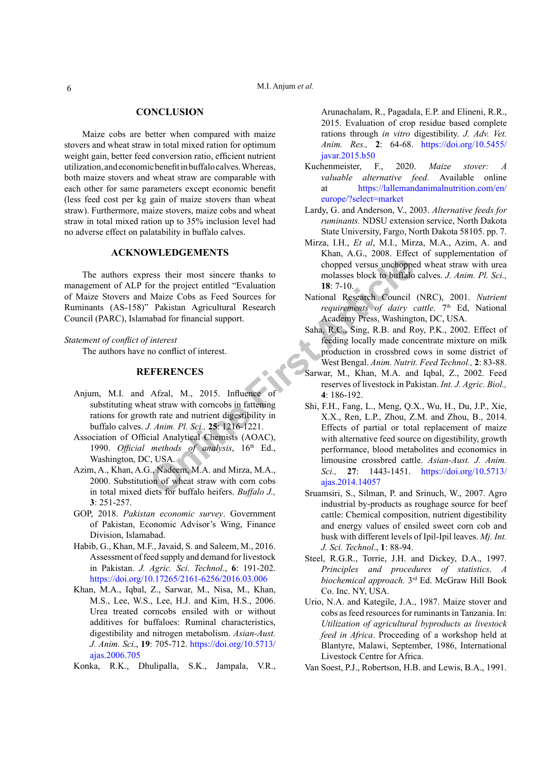## CONCLUSION

Maize cobs are better when compared with maize stovers and wheat straw in total mixed ration for optimum weight gain, better feed conversion ratio, efficient nutrient utilization, and economic benefit in buffalo calves. Whereas, both maize stovers and wheat straw are comparable with each other for same parameters except economic benefit (less feed cost per kg gain of maize stovers than wheat straw). Furthermore, maize stovers, maize cobs and wheat straw in total mixed ration up to 35% inclusion level had no adverse effect on palatability in buffalo calves.

## ACKNOWLEDGEMENTS

The authors express their most sincere thanks to management of ALP for the project entitled "Evaluation of Maize Stovers and Maize Cobs as Feed Sources for Ruminants (AS-158)" Pakistan Agricultural Research Council (PARC), Islamabad for financial support.

*Statement of conflict of interest*

The authors have no conflict of interest.

## REFERENCES

Anjum, M.I. and Afzal, M., 2015. Influence of substituting wheat straw with corncobs in fattening rations for growth rate and nutrient digestibility in buffalo calves. *J. Anim. Pl. Sci.,* **25**: 1216-1221.

Association of Official Analytical Chemists (AOAC), 1990. *Official methods of analysis*, 16th Ed., Washington, DC, USA.

Azim, A., Khan, A.G., Nadeem, M.A. and Mirza, M.A., 2000. Substitution of wheat straw with corn cobs in total mixed diets for buffalo heifers. *Buffalo J.,* **3**: 251-257.

GOP, 2018. *Pakistan economic survey*. Government of Pakistan, Economic Advisor's Wing, Finance Division, Islamabad.

Habib, G., Khan, M.F., Javaid, S. and Saleem, M., 2016. Assessment of feed supply and demand for livestock in Pakistan. *J. Agric. Sci. Technol*., **6**: 191-202. https://doi.org/10.17265/2161-6256/2016.03.006

Khan, M.A., Iqbal, Z., Sarwar, M., Nisa, M., Khan, M.S., Lee, W.S., Lee, H.J. and Kim, H.S., 2006. Urea treated corncobs ensiled with or without additives for buffaloes: Ruminal characteristics, digestibility and nitrogen metabolism. *Asian-Aust. J. Anim. Sci*., **19**: 705-712. https://doi.org/10.5713/ajas.2006.705

Konka, R.K., Dhulipalla, S.K., Jampala, V.R., Arunachalam, R., Pagadala, E.P. and Elineni, R.R., 2015. Evaluation of crop residue based complete rations through *in vitro* digestibility. *J. Adv. Vet. Anim. Res.,* **2**: 64-68. https://doi.org/10.5455/javar.2015.b50

Kuchenmeister, F., 2020. *Maize stover: A valuable alternative feed.* Available online at https://lallemandanimalnutrition.com/en/europe/?select=market

Lardy, G. and Anderson, V., 2003. *Alternative feeds for ruminants.* NDSU extension service, North Dakota State University, Fargo, North Dakota 58105. pp. 7.

Mirza, I.H., *Et al*, M.I., Mirza, M.A., Azim, A. and Khan, A.G., 2008. Effect of supplementation of chopped versus unchopped wheat straw with urea molasses block to buffalo calves. *J. Anim. Pl. Sci.,* **18**: 7-10.

National Research Council (NRC), 2001. *Nutrient requirements of dairy cattle.* 7th Ed, National Academy Press, Washington, DC, USA.

Saha, R.C., Sing, R.B. and Roy, P.K., 2002. Effect of feeding locally made concentrate mixture on milk production in crossbred cows in some district of West Bengal. *Anim. Nutrit. Feed Technol.,* **2**: 83-88.

Sarwar, M., Khan, M.A. and Iqbal, Z., 2002. Feed reserves of livestock in Pakistan. *Int. J. Agric. Biol.,* **4**: 186-192.

Shi, F.H., Fang, L., Meng, Q.X., Wu, H., Du, J.P., Xie, X.X., Ren, L.P., Zhou, Z.M. and Zhou, B., 2014. Effects of partial or total replacement of maize with alternative feed source on digestibility, growth performance, blood metabolites and economics in limousine crossbred cattle. *Asian-Aust. J. Anim. Sci.,* **27**: 1443-1451. https://doi.org/10.5713/ajas.2014.14057

Sruamsiri, S., Silman, P. and Srinuch, W., 2007. Agro industrial by-products as roughage source for beef cattle: Chemical composition, nutrient digestibility and energy values of ensiled sweet corn cob and husk with different levels of Ipil-Ipil leaves. *Mj. Int. J. Sci. Technol*., **1**: 88-94.

Steel, R.G.R., Torrie, J.H. and Dickey, D.A., 1997. *Principles and procedures of statistics. A biochemical approach.* 3rd Ed. McGraw Hill Book Co. Inc. NY, USA.

Urio, N.A. and Kategile, J.A., 1987. Maize stover and cobs as feed resources for ruminants in Tanzania. In: *Utilization of agricultural byproducts as livestock feed in Africa*. Proceeding of a workshop held at Blantyre, Malawi, September, 1986, International Livestock Centre for Africa.

Van Soest, P.J., Robertson, H.B. and Lewis, B.A., 1991.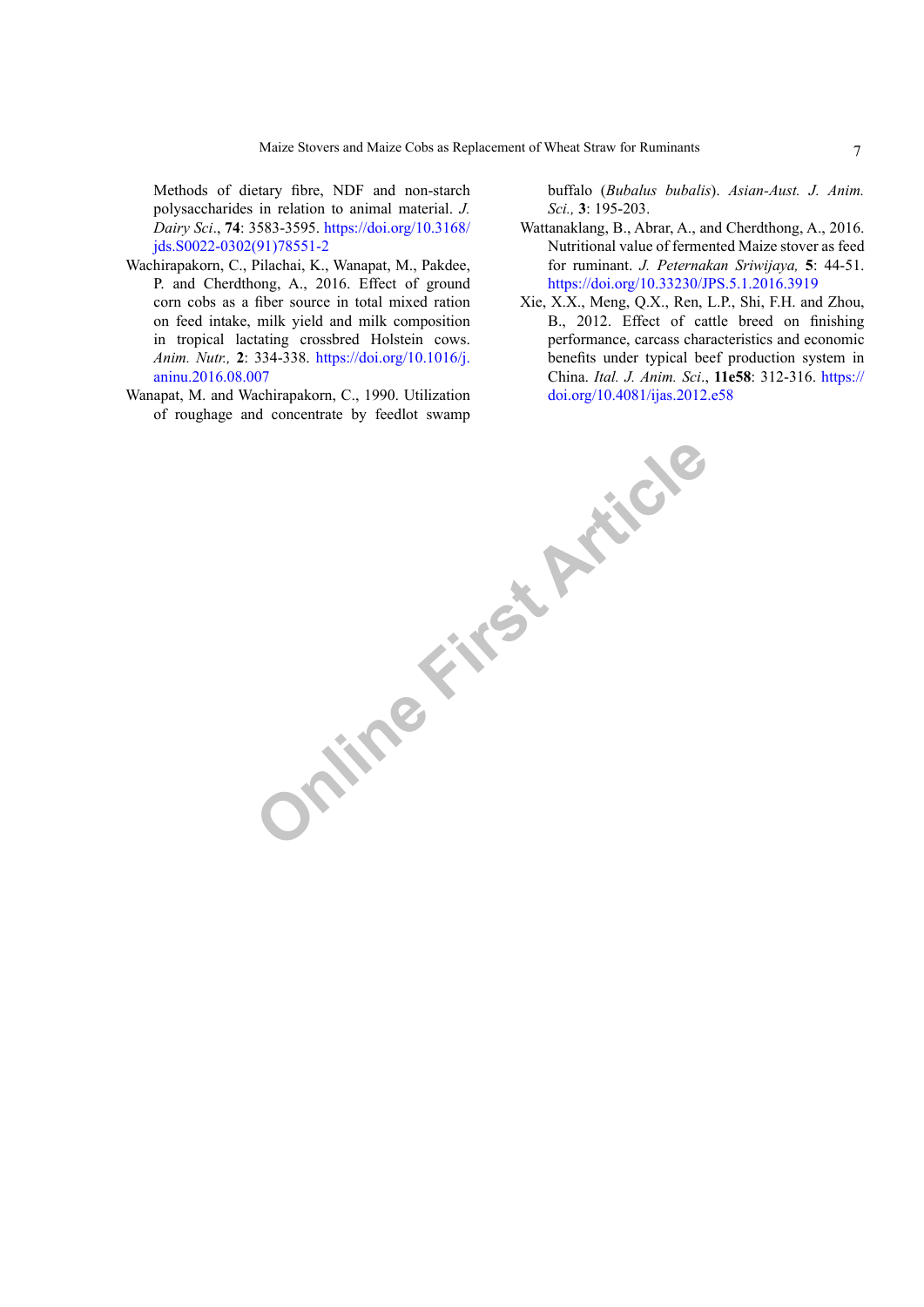Methods of dietary fibre, NDF and non-starch polysaccharides in relation to animal material. *J. Dairy Sci*., **74**: 3583-3595. https://doi.org/10.3168/jds.S0022-0302(91)78551-2

Wachirapakorn, C., Pilachai, K., Wanapat, M., Pakdee, P. and Cherdthong, A., 2016. Effect of ground corn cobs as a fiber source in total mixed ration on feed intake, milk yield and milk composition in tropical lactating crossbred Holstein cows. *Anim. Nutr.,* **2**: 334-338. https://doi.org/10.1016/j.aninu.2016.08.007

Wanapat, M. and Wachirapakorn, C., 1990. Utilization of roughage and concentrate by feedlot swamp buffalo (*Bubalus bubalis*). *Asian-Aust. J. Anim. Sci.,* **3**: 195-203.

Wattanaklang, B., Abrar, A., and Cherdthong, A., 2016. Nutritional value of fermented Maize stover as feed for ruminant. *J. Peternakan Sriwijaya,* **5**: 44-51. https://doi.org/10.33230/JPS.5.1.2016.3919

Xie, X.X., Meng, Q.X., Ren, L.P., Shi, F.H. and Zhou, B., 2012. Effect of cattle breed on finishing performance, carcass characteristics and economic benefits under typical beef production system in China. *Ital. J. Anim. Sci*., **11e58**: 312-316. https://doi.org/10.4081/ijas.2012.e58